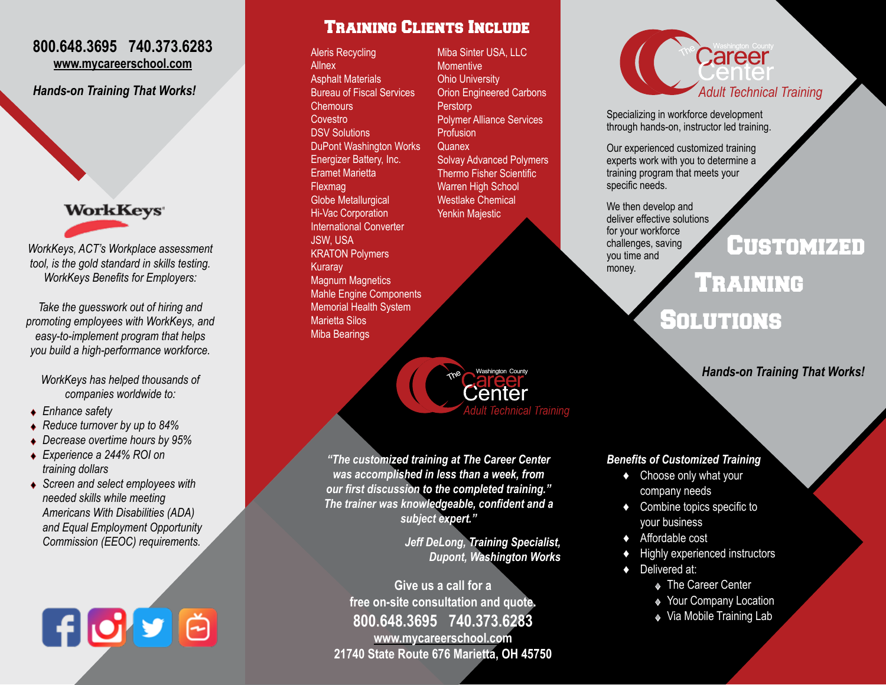800.648.3695   740.373.6283

www.mycareerschool.com

*Hands-on Training That Works!*

WorkKeys

*WorkKeys, ACT's Workplace assessment tool, is the gold standard in skills testing. WorkKeys Benefits for Employers:*

*Take the guesswork out of hiring and promoting employees with WorkKeys, and easy-to-implement program that helps you build a high-performance workforce.*

*WorkKeys has helped thousands of companies worldwide to:*

- *Enhance safety*
- *Reduce turnover by up to 84%*
- *Decrease overtime hours by 95%*
- *Experience a 244% ROI on training dollars*
- *Screen and select employees with needed skills while meeting Americans With Disabilities (ADA) and Equal Employment Opportunity Commission (EEOC) requirements.*

## Training Clients Include

Aleris Recycling
Allnex
Asphalt Materials
Bureau of Fiscal Services
Chemours
Covestro
DSV Solutions
DuPont Washington Works
Energizer Battery, Inc.
Eramet Marietta
Flexmag
Globe Metallurgical
Hi-Vac Corporation
International Converter
JSW, USA
KRATON Polymers
Kuraray
Magnum Magnetics
Mahle Engine Components
Memorial Health System
Marietta Silos
Miba Bearings
Miba Sinter USA, LLC
Momentive
Ohio University
Orion Engineered Carbons
Perstorp
Polymer Alliance Services
Profusion
Quanex
Solvay Advanced Polymers
Thermo Fisher Scientific
Warren High School
Westlake Chemical
Yenkin Majestic

The Washington County Career Center
*Adult Technical Training*

***"The customized training at The Career Center was accomplished in less than a week, from our first discussion to the completed training." The trainer was knowledgeable, confident and a subject expert."***

***Jeff DeLong, Training Specialist, Dupont, Washington Works***

**Give us a call for a free on-site consultation and quote.**

**800.648.3695   740.373.6283**

**www.mycareerschool.com**

**21740 State Route 676 Marietta, OH 45750**

The Washington County Career Center
*Adult Technical Training*

Specializing in workforce development through hands-on, instructor led training.

Our experienced customized training experts work with you to determine a training program that meets your specific needs.

We then develop and deliver effective solutions for your workforce challenges, saving you time and money.

# Customized Training Solutions

***Hands-on Training That Works!***

***Benefits of Customized Training***

- Choose only what your company needs
- Combine topics specific to your business
- Affordable cost
- Highly experienced instructors
- Delivered at:
  - The Career Center
  - Your Company Location
  - Via Mobile Training Lab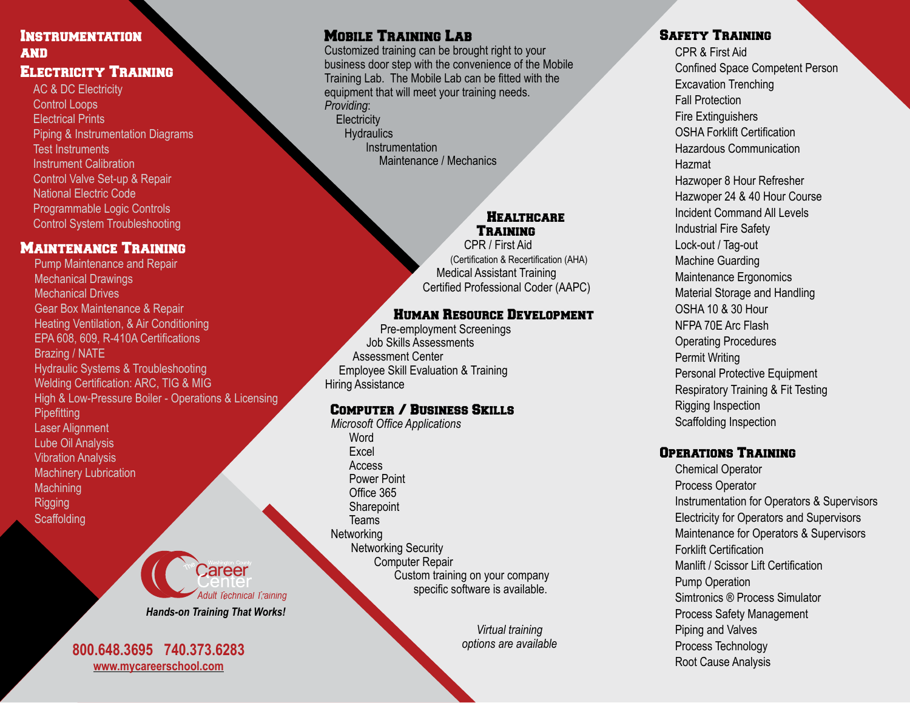## Instrumentation and Electricity Training

- AC & DC Electricity
- Control Loops
- Electrical Prints
- Piping & Instrumentation Diagrams
- Test Instruments
- Instrument Calibration
- Control Valve Set-up & Repair
- National Electric Code
- Programmable Logic Controls
- Control System Troubleshooting

## Maintenance Training

- Pump Maintenance and Repair
- Mechanical Drawings
- Mechanical Drives
- Gear Box Maintenance & Repair
- Heating Ventilation, & Air Conditioning
- EPA 608, 609, R-410A Certifications
- Brazing / NATE
- Hydraulic Systems & Troubleshooting
- Welding Certification: ARC, TIG & MIG
- High & Low-Pressure Boiler - Operations & Licensing
- Pipefitting
- Laser Alignment
- Lube Oil Analysis
- Vibration Analysis
- Machinery Lubrication
- Machining
- Rigging
- Scaffolding

The Washington County Career Center Adult Technical Training

***Hands-on Training That Works!***

**800.648.3695 740.373.6283**

**www.mycareerschool.com**

## Mobile Training Lab

Customized training can be brought right to your business door step with the convenience of the Mobile Training Lab. The Mobile Lab can be fitted with the equipment that will meet your training needs.

*Providing*:

- Electricity
- Hydraulics
- Instrumentation
- Maintenance / Mechanics

## Healthcare Training

- CPR / First Aid (Certification & Recertification (AHA)
- Medical Assistant Training
- Certified Professional Coder (AAPC)

## Human Resource Development

- Pre-employment Screenings
- Job Skills Assessments
- Assessment Center
- Employee Skill Evaluation & Training
- Hiring Assistance

## Computer / Business Skills

*Microsoft Office Applications*

- Word
- Excel
- Access
- Power Point
- Office 365
- Sharepoint
- Teams

Networking

- Networking Security
- Computer Repair

Custom training on your company specific software is available.

*Virtual training options are available*

## Safety Training

- CPR & First Aid
- Confined Space Competent Person
- Excavation Trenching
- Fall Protection
- Fire Extinguishers
- OSHA Forklift Certification
- Hazardous Communication
- Hazmat
- Hazwoper 8 Hour Refresher
- Hazwoper 24 & 40 Hour Course
- Incident Command All Levels
- Industrial Fire Safety
- Lock-out / Tag-out
- Machine Guarding
- Maintenance Ergonomics
- Material Storage and Handling
- OSHA 10 & 30 Hour
- NFPA 70E Arc Flash
- Operating Procedures
- Permit Writing
- Personal Protective Equipment
- Respiratory Training & Fit Testing
- Rigging Inspection
- Scaffolding Inspection

## Operations Training

- Chemical Operator
- Process Operator
- Instrumentation for Operators & Supervisors
- Electricity for Operators and Supervisors
- Maintenance for Operators & Supervisors
- Forklift Certification
- Manlift / Scissor Lift Certification
- Pump Operation
- Simtronics ® Process Simulator
- Process Safety Management
- Piping and Valves
- Process Technology
- Root Cause Analysis